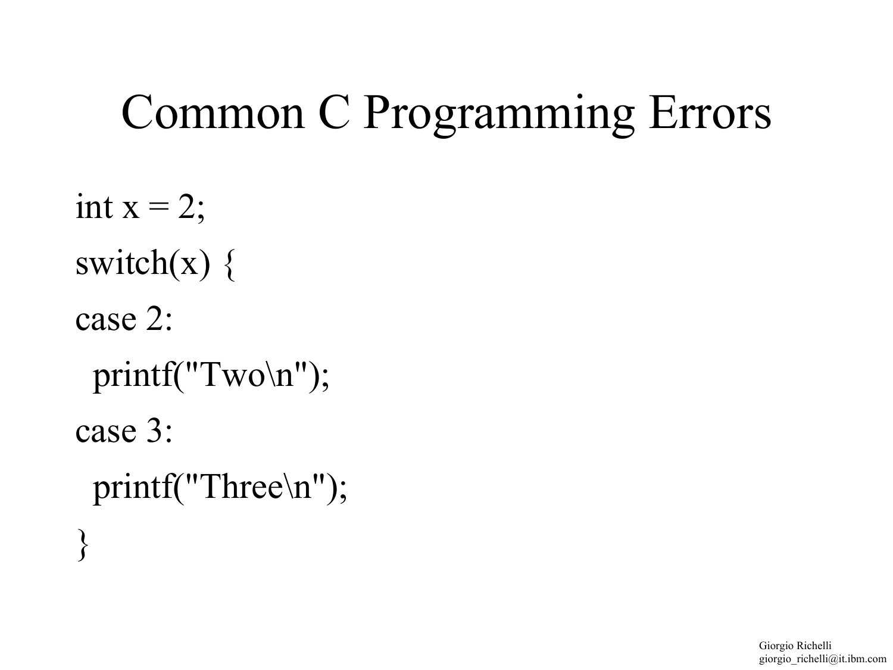# Common C Programming Errors

```
int x = 2;
switch(x) {
case 2:
  printf("Two\n");
case 3:
  printf("Three\n");
}
```

Giorgio Richelli
giorgio_richelli@it.ibm.com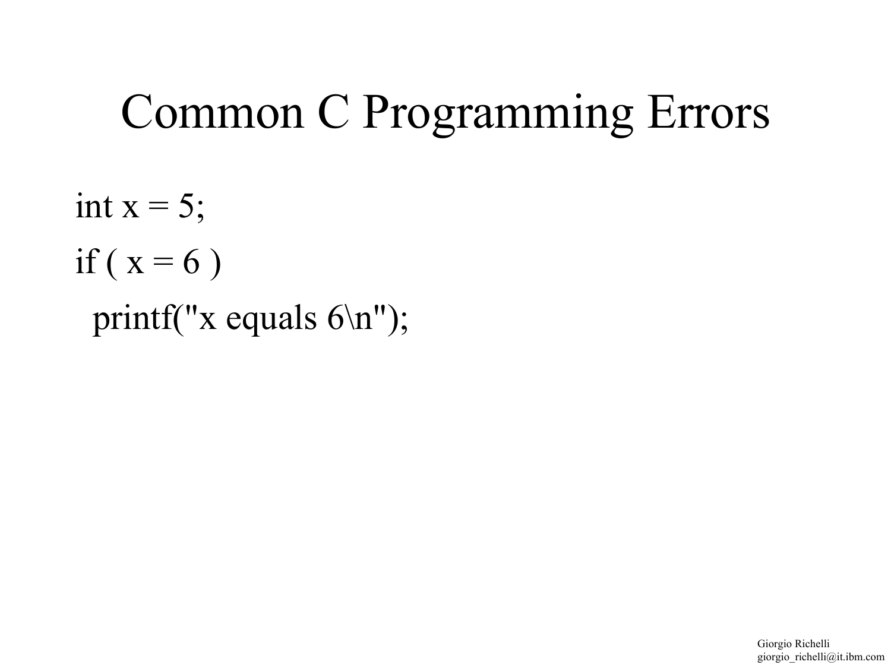# Common C Programming Errors

```c
int x = 5;
if ( x = 6 )
  printf("x equals 6\n");
```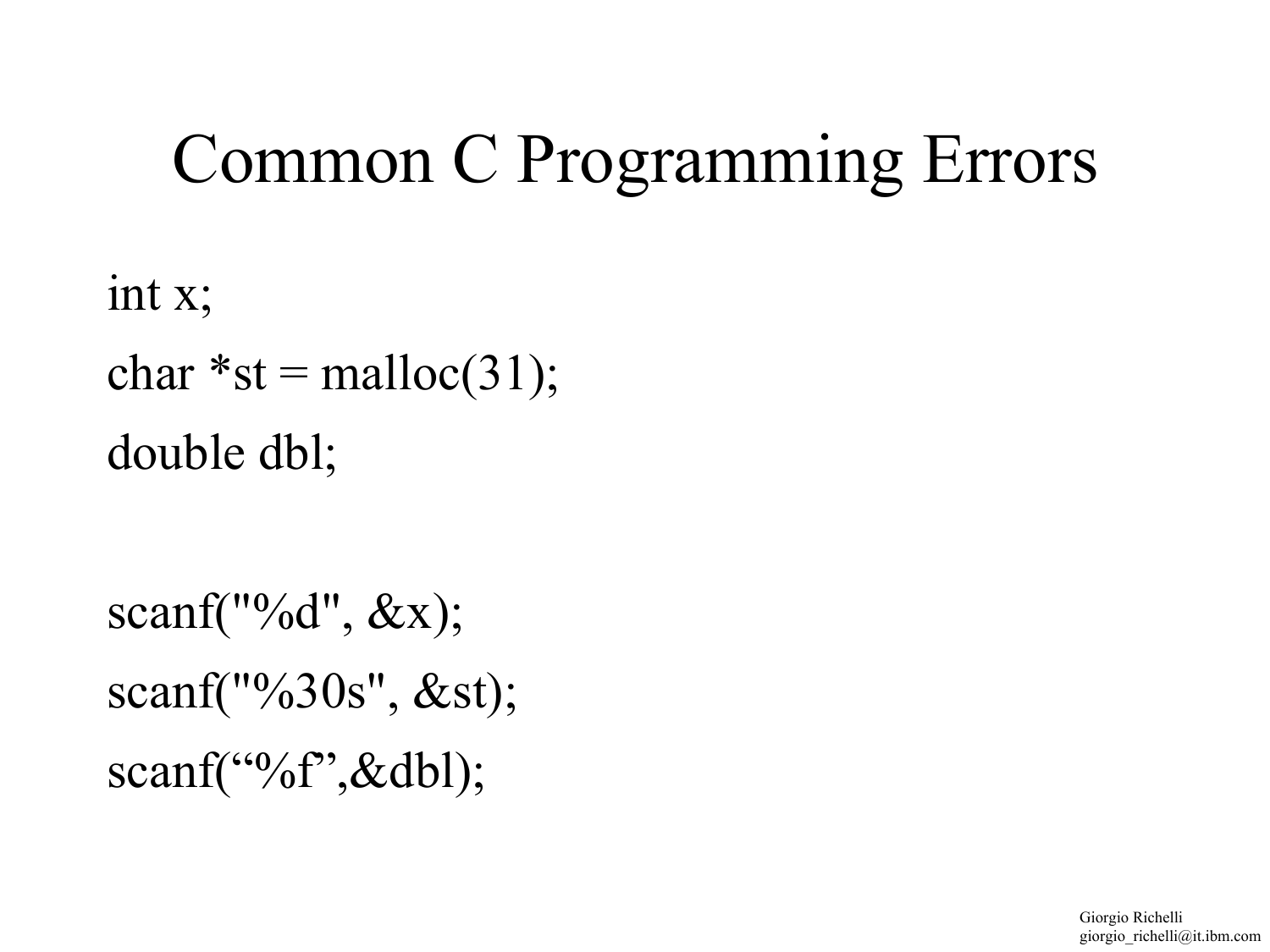# Common C Programming Errors

```
int x;
char *st = malloc(31);
double dbl;

scanf("%d", &x);
scanf("%30s", &st);
scanf("%f",&dbl);
```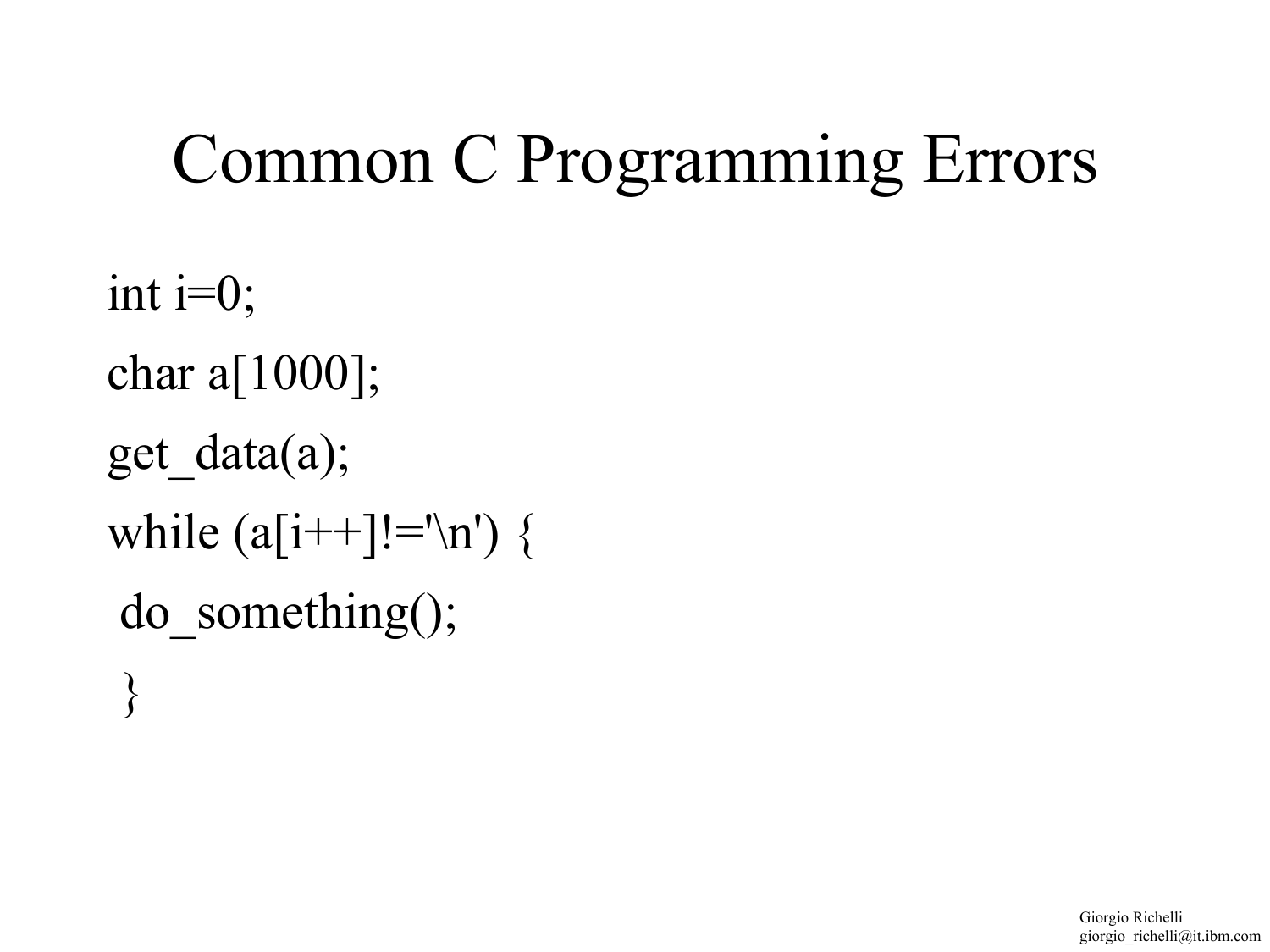# Common C Programming Errors

```
int i=0;
char a[1000];
get_data(a);
while (a[i++]!='\n') {
 do_something();
 }
```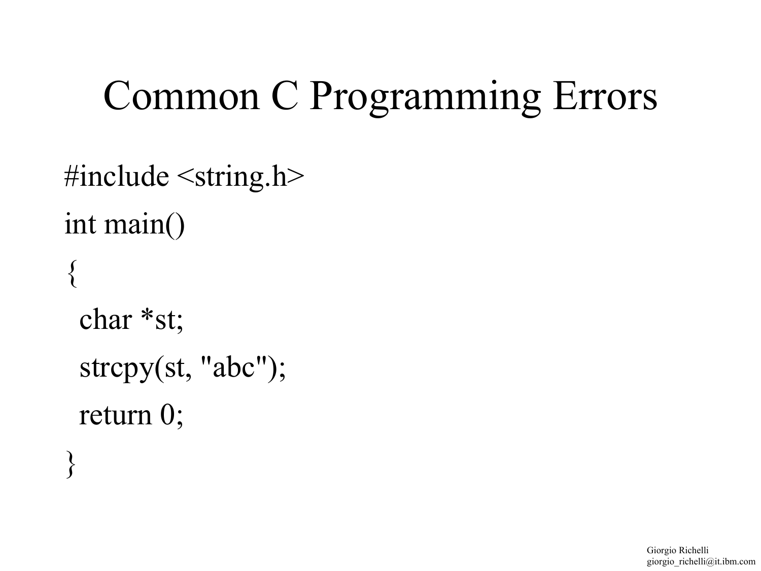# Common C Programming Errors

```
#include <string.h>
int main()
{
  char *st;
  strcpy(st, "abc");
  return 0;
}
```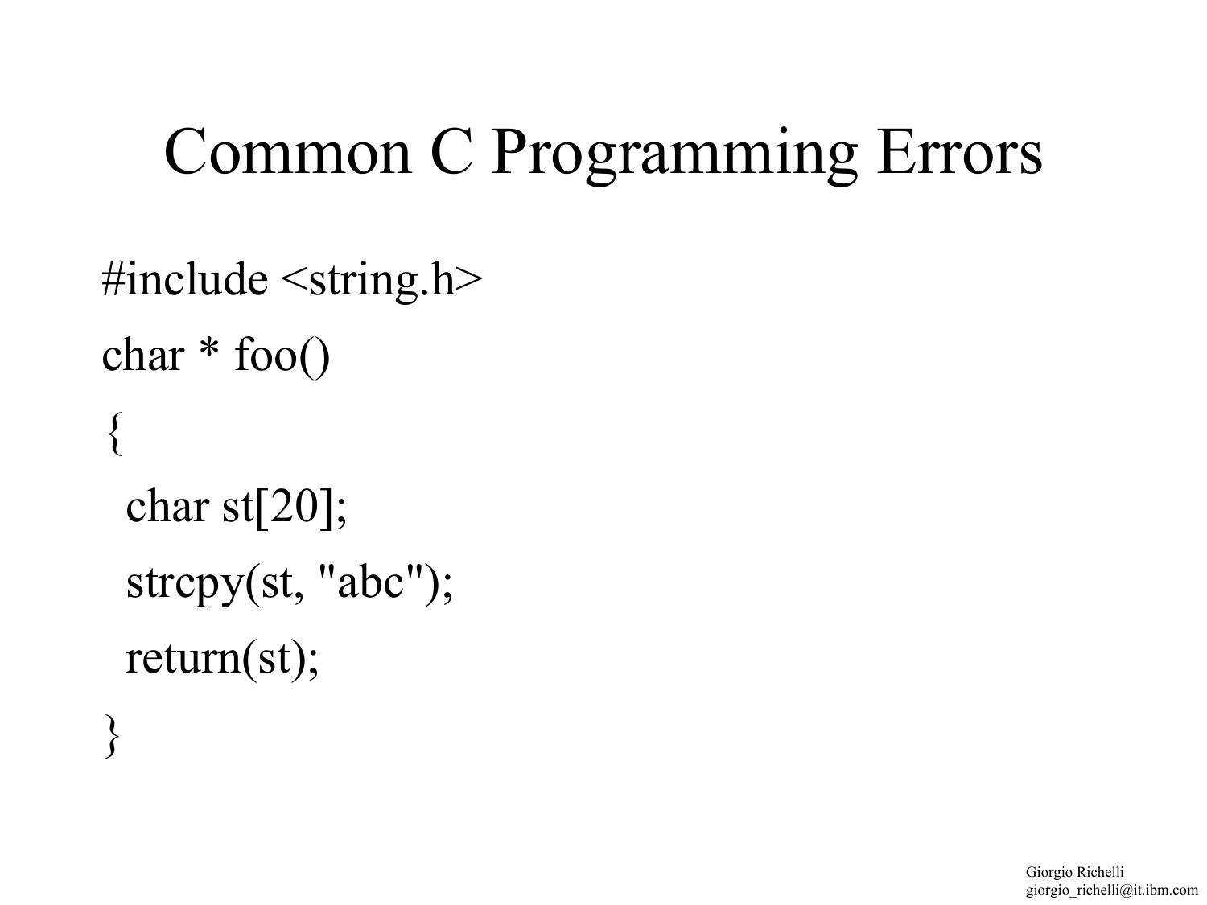# Common C Programming Errors

```c
#include <string.h>
char * foo()
{
  char st[20];
  strcpy(st, "abc");
  return(st);
}
```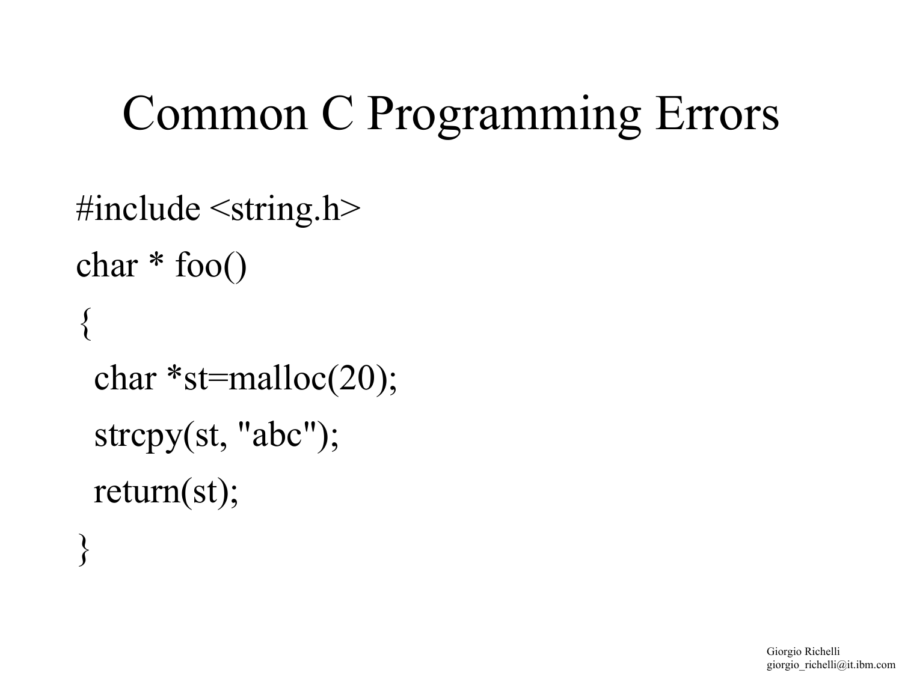# Common C Programming Errors

```
#include <string.h>
char * foo()
{
  char *st=malloc(20);
  strcpy(st, "abc");
  return(st);
}
```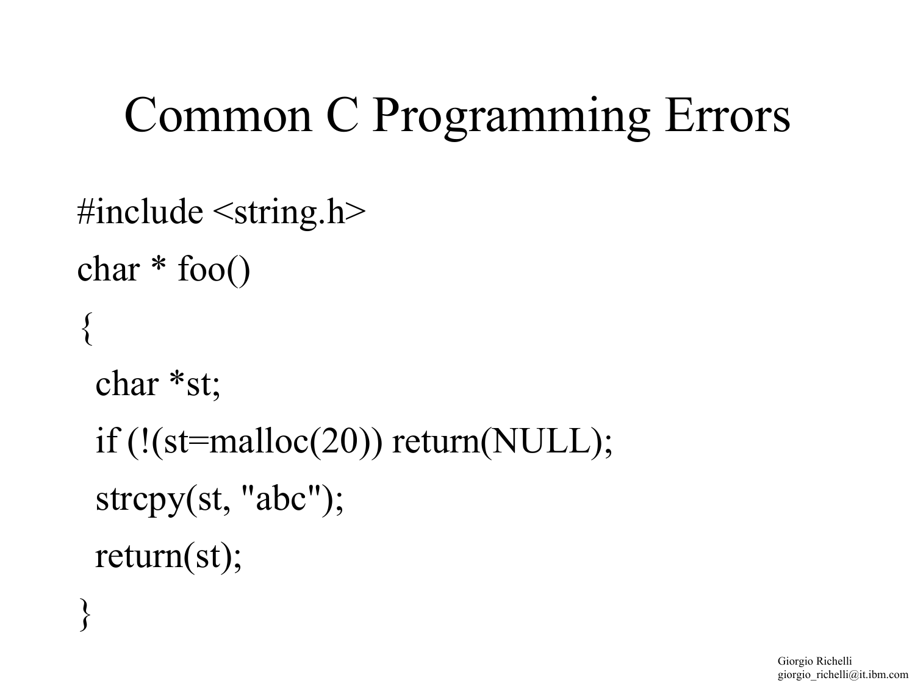# Common C Programming Errors

```
#include <string.h>
char * foo()
{
  char *st;
  if (!(st=malloc(20)) return(NULL);
  strcpy(st, "abc");
  return(st);
}
```

Giorgio Richelli
giorgio_richelli@it.ibm.com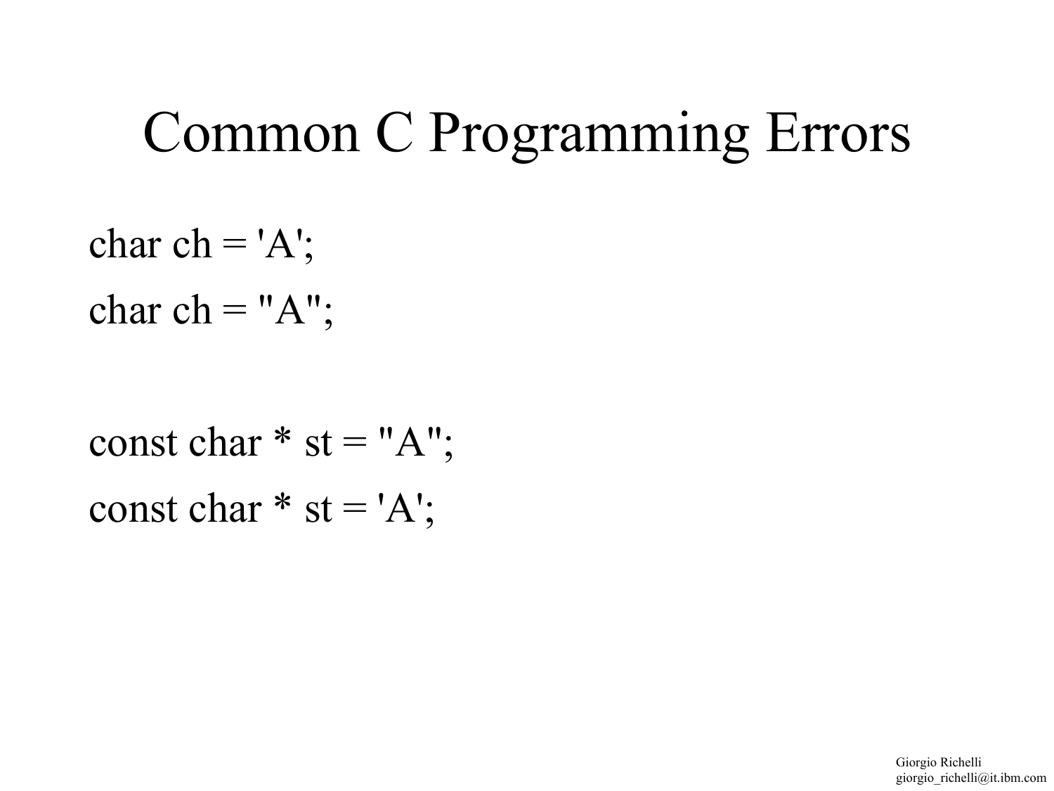# Common C Programming Errors

```
char ch = 'A';
char ch = "A";

const char * st = "A";
const char * st = 'A';
```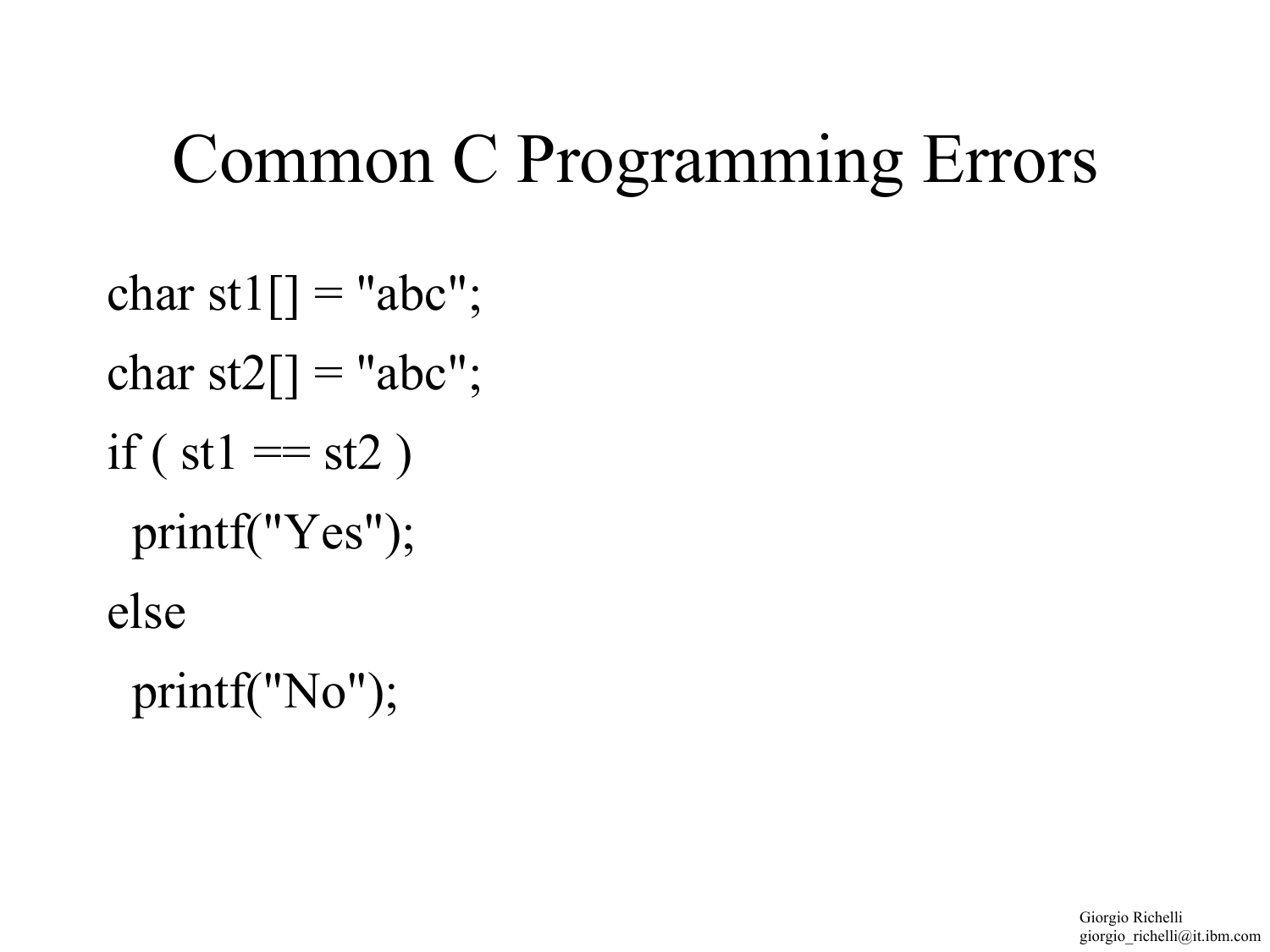# Common C Programming Errors

```
char st1[] = "abc";
char st2[] = "abc";
if ( st1 == st2 )
  printf("Yes");
else
  printf("No");
```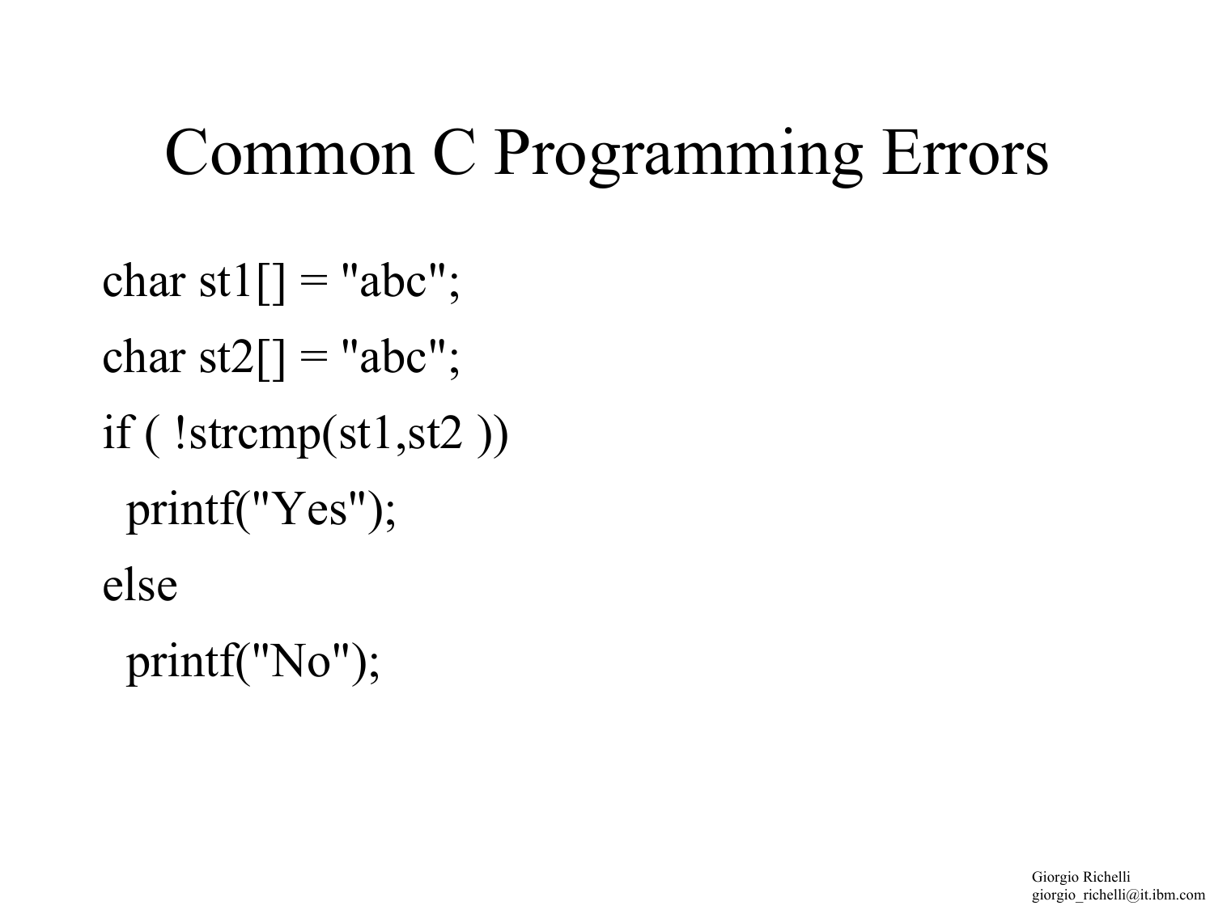# Common C Programming Errors

```
char st1[] = "abc";
char st2[] = "abc";
if ( !strcmp(st1,st2 ))
  printf("Yes");
else
  printf("No");
```

Giorgio Richelli
giorgio_richelli@it.ibm.com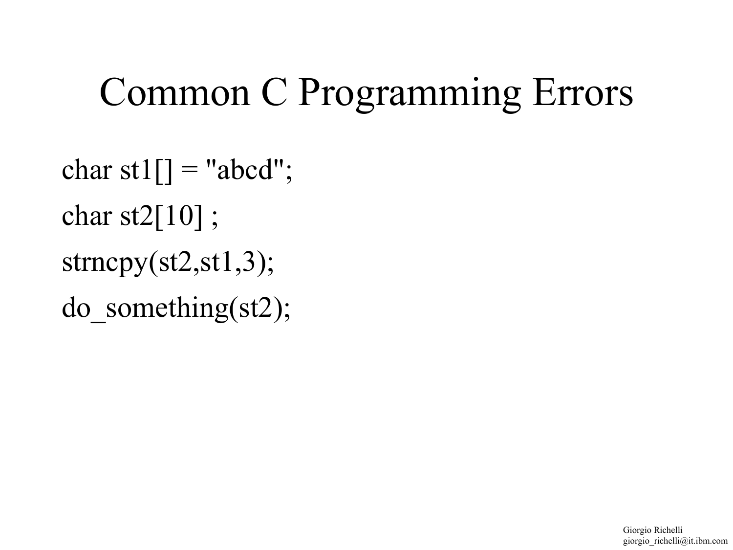# Common C Programming Errors

```
char st1[] = "abcd";
char st2[10] ;
strncpy(st2,st1,3);
do_something(st2);
```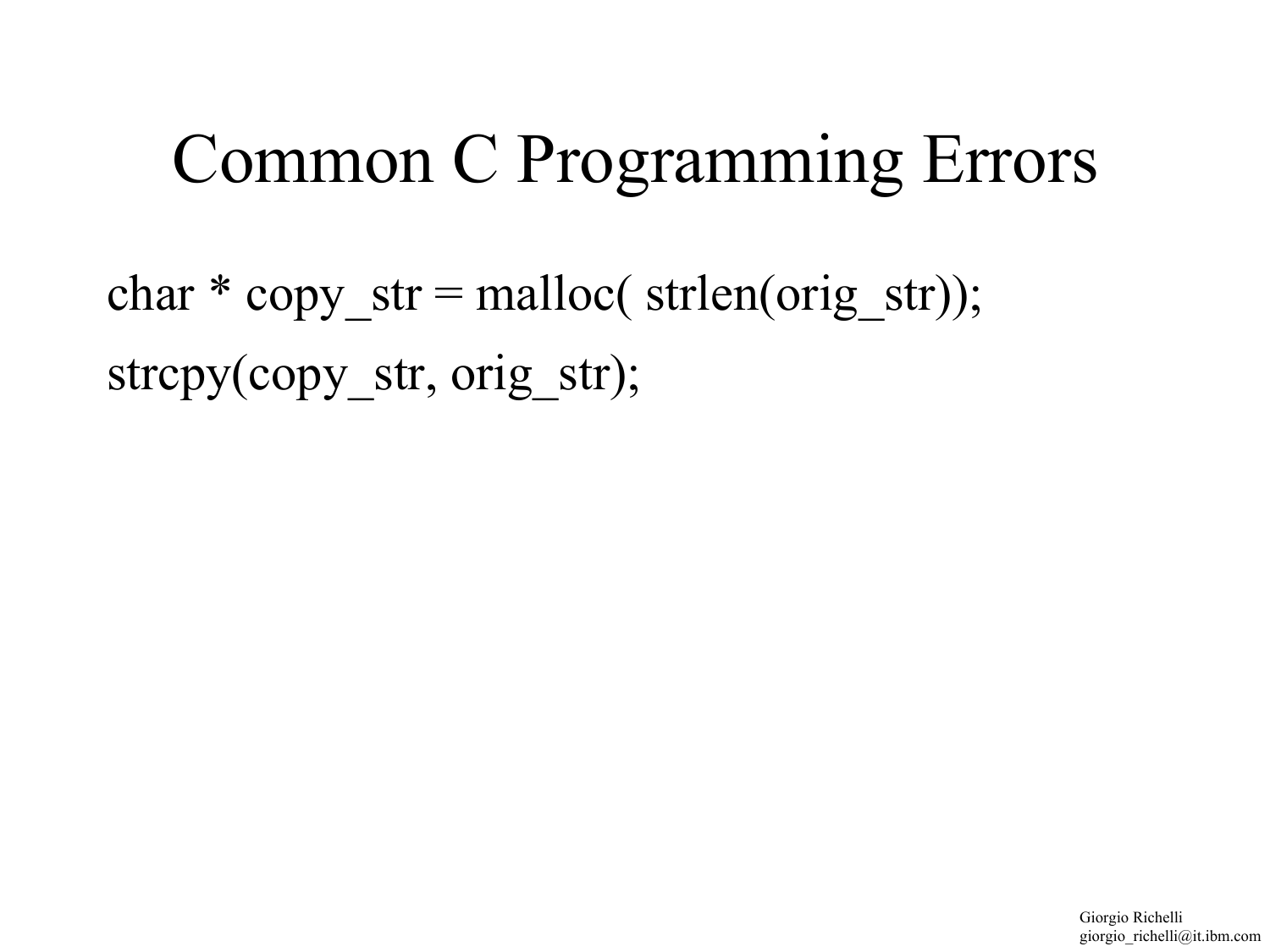# Common C Programming Errors

```
char * copy_str = malloc( strlen(orig_str));
strcpy(copy_str, orig_str);
```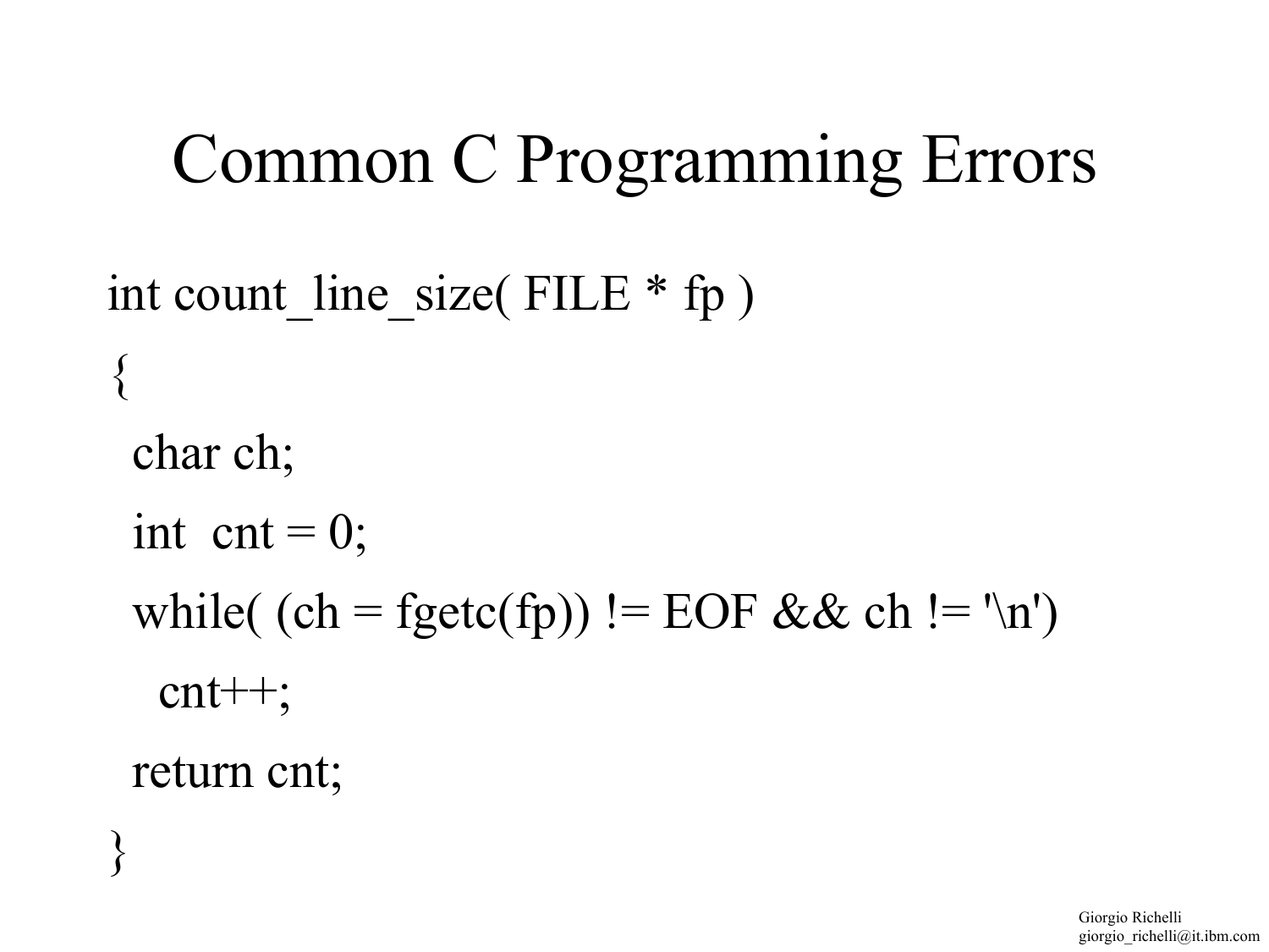# Common C Programming Errors

```
int count_line_size( FILE * fp )
{
  char ch;
  int  cnt = 0;
  while( (ch = fgetc(fp)) != EOF && ch != '\n')
    cnt++;
  return cnt;
}
```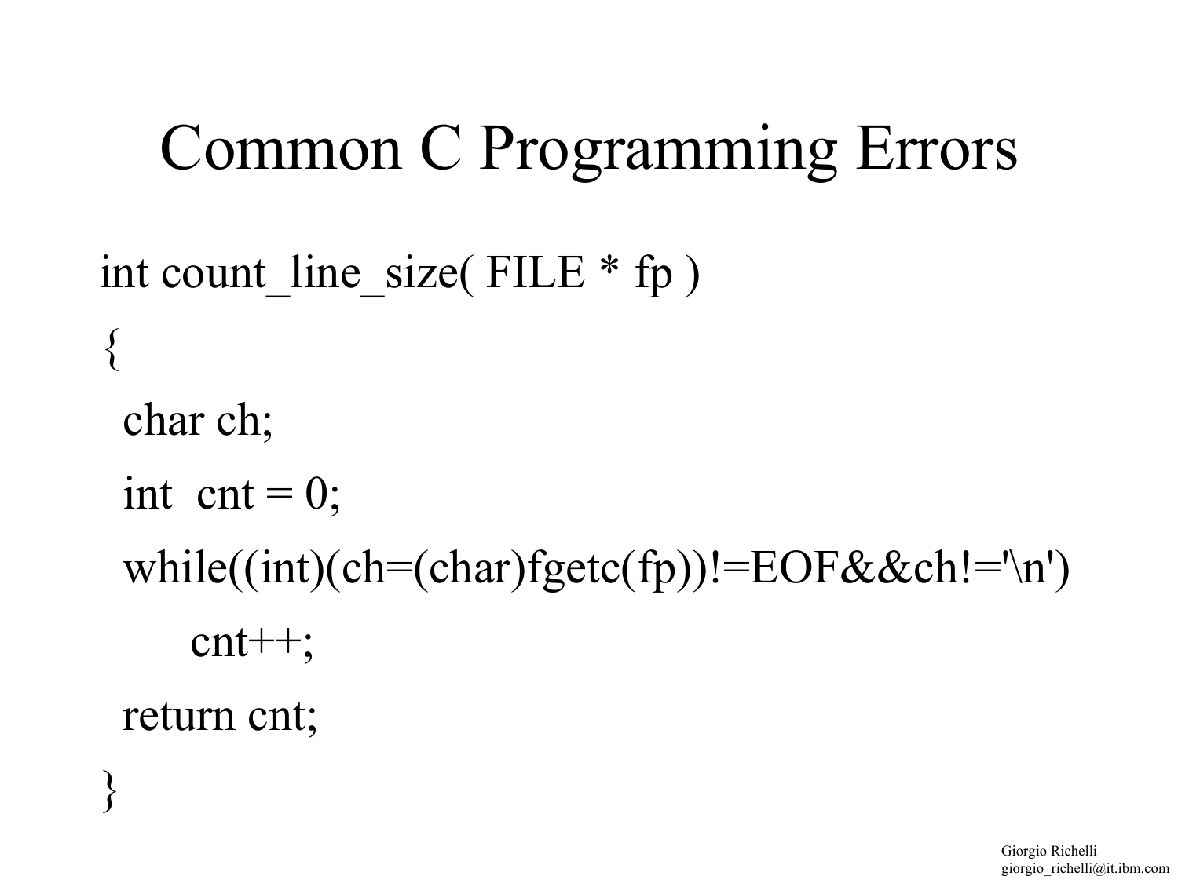# Common C Programming Errors

```
int count_line_size( FILE * fp )
{
  char ch;
  int  cnt = 0;
  while((int)(ch=(char)fgetc(fp))!=EOF&&ch!='\n')
       cnt++;
  return cnt;
}
```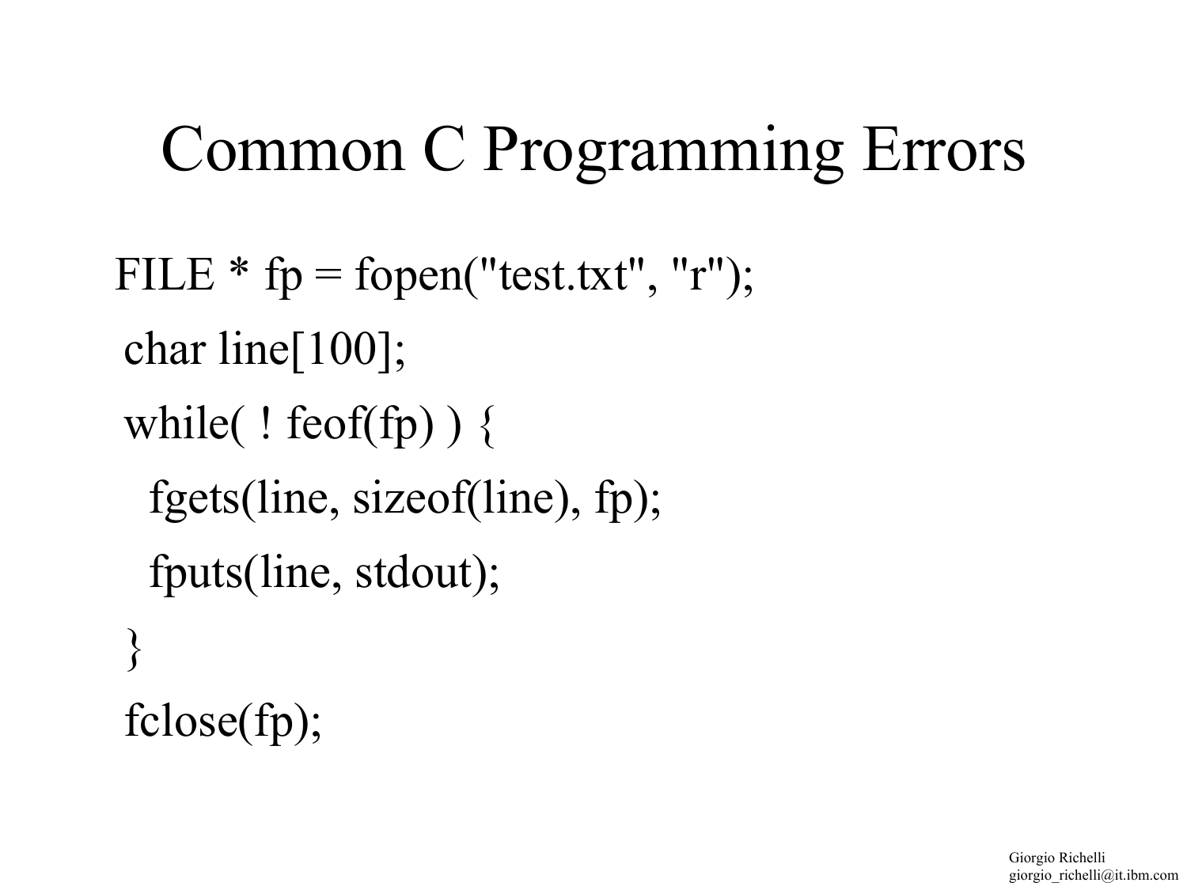# Common C Programming Errors

```
FILE * fp = fopen("test.txt", "r");
char line[100];
while( ! feof(fp) ) {
  fgets(line, sizeof(line), fp);
  fputs(line, stdout);
}
fclose(fp);
```

Giorgio Richelli
giorgio_richelli@it.ibm.com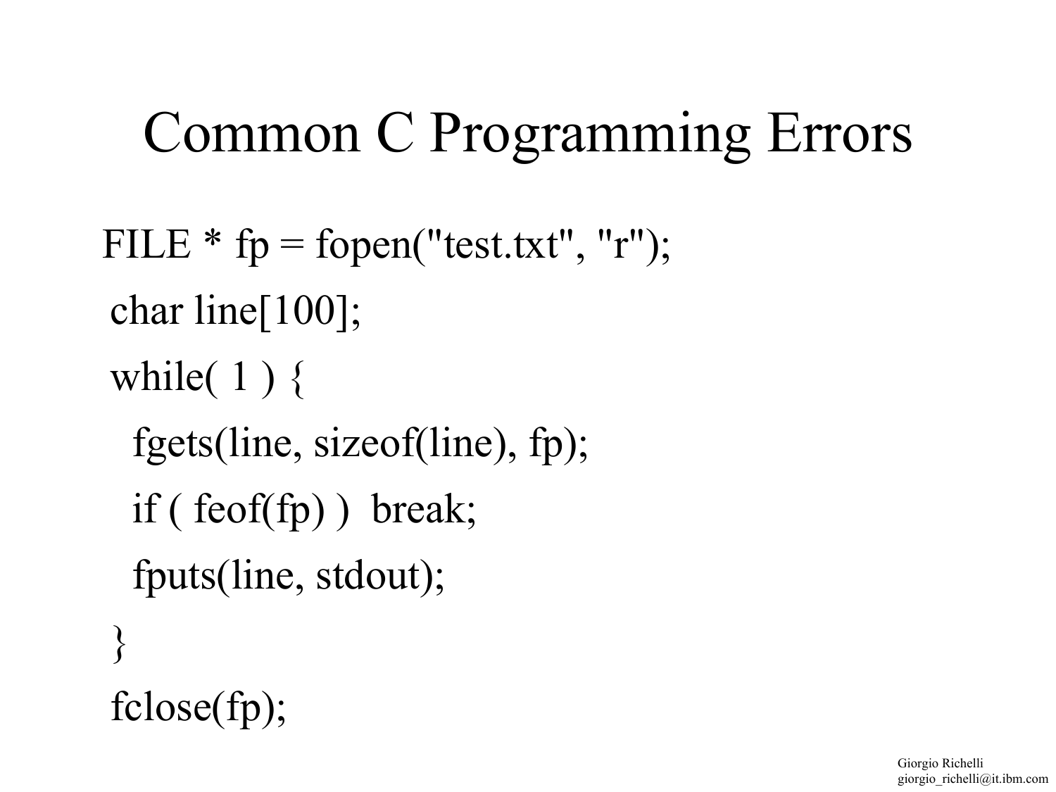# Common C Programming Errors

```
FILE * fp = fopen("test.txt", "r");
char line[100];
while( 1 ) {
  fgets(line, sizeof(line), fp);
  if ( feof(fp) )  break;
  fputs(line, stdout);
}
fclose(fp);
```

Giorgio Richelli
giorgio_richelli@it.ibm.com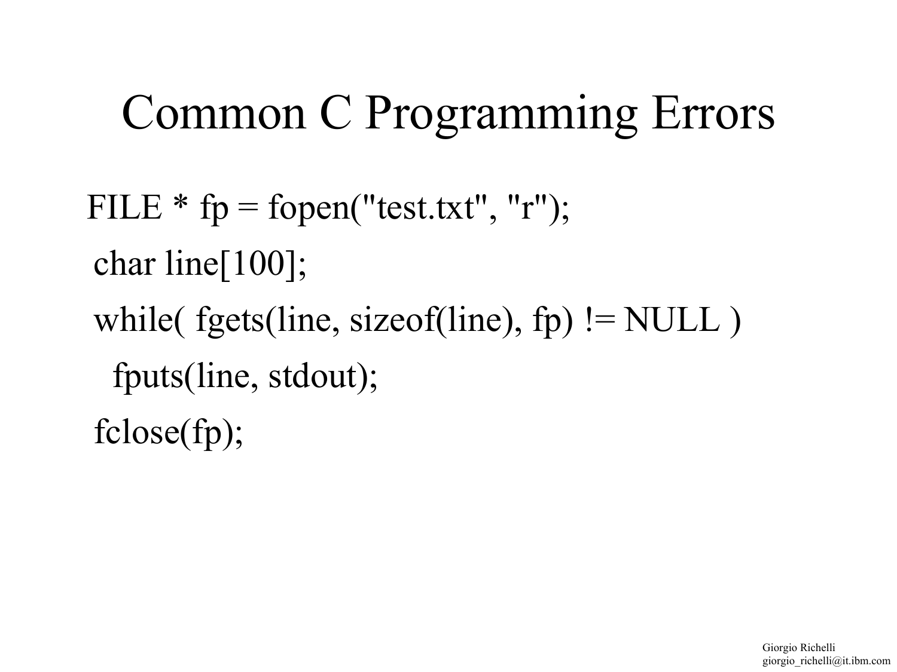# Common C Programming Errors

```
FILE * fp = fopen("test.txt", "r");
char line[100];
while( fgets(line, sizeof(line), fp) != NULL )
  fputs(line, stdout);
fclose(fp);
```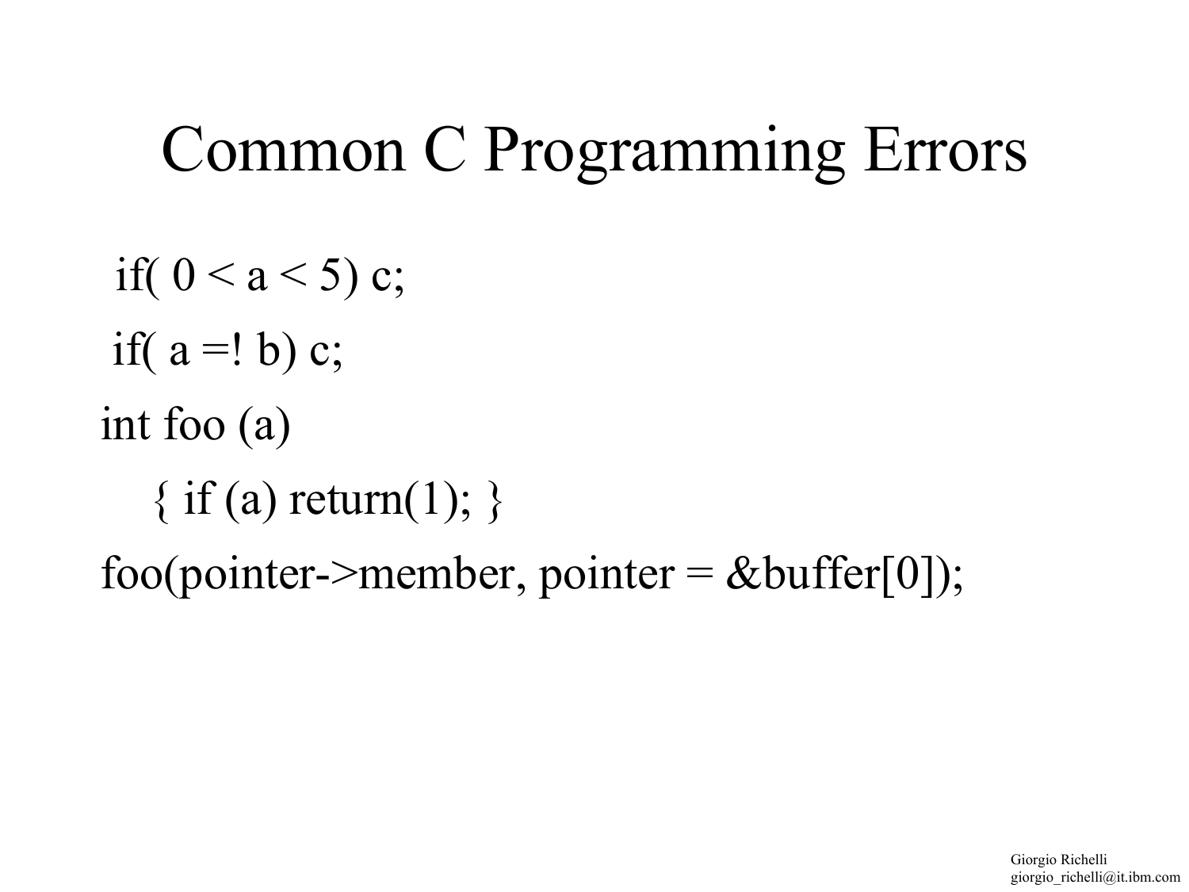# Common C Programming Errors

```
 if( 0 < a < 5) c;
 if( a =! b) c;
int foo (a)
   { if (a) return(1); }
foo(pointer->member, pointer = &buffer[0]);
```

Giorgio Richelli
giorgio_richelli@it.ibm.com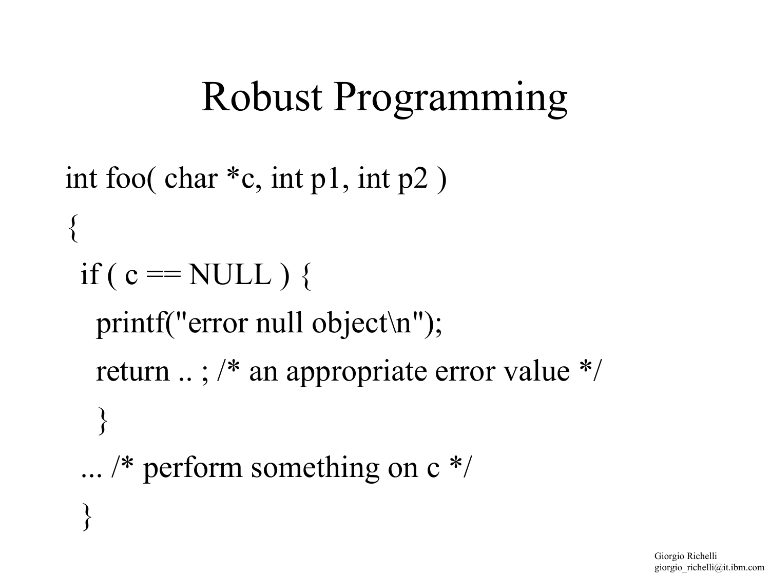# Robust Programming

```
int foo( char *c, int p1, int p2 )
{
  if ( c == NULL ) {
    printf("error null object\n");
    return .. ; /* an appropriate error value */
    }
  ... /* perform something on c */
  }
```

Giorgio Richelli
giorgio_richelli@it.ibm.com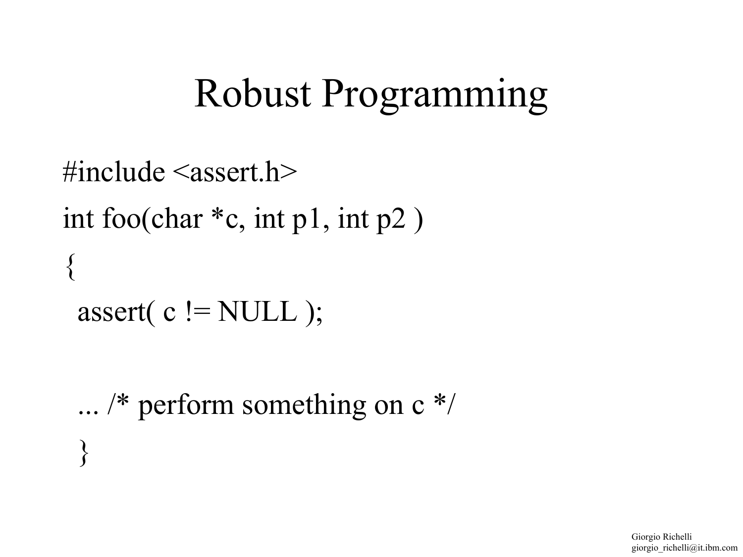# Robust Programming

```
#include <assert.h>
int foo(char *c, int p1, int p2 )
{
  assert( c != NULL );

  ... /* perform something on c */
  }
```

Giorgio Richelli
giorgio_richelli@it.ibm.com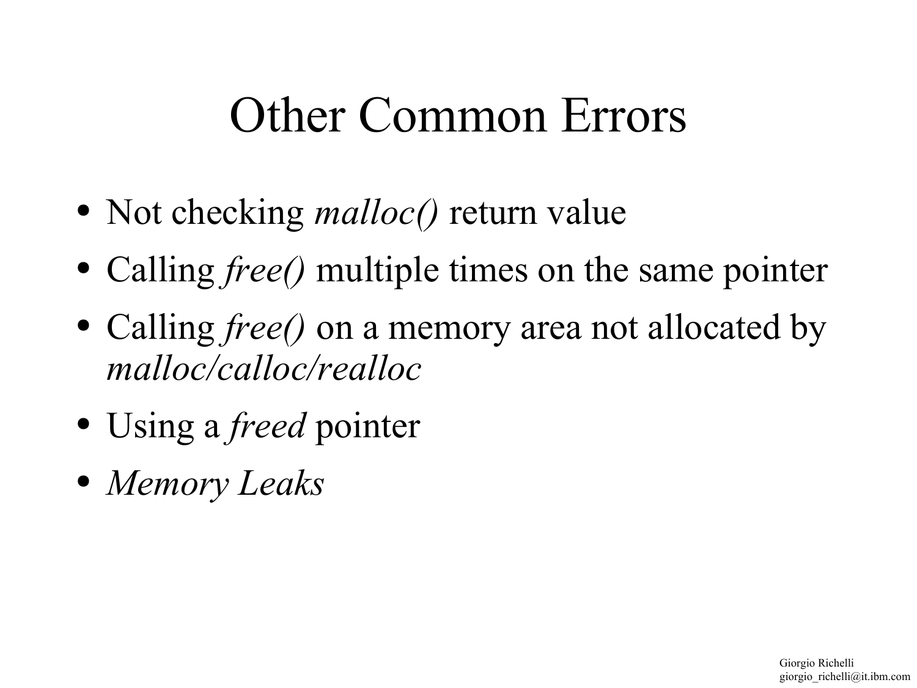# Other Common Errors

- Not checking *malloc()* return value
- Calling *free()* multiple times on the same pointer
- Calling *free()* on a memory area not allocated by *malloc/calloc/realloc*
- Using a *freed* pointer
- *Memory Leaks*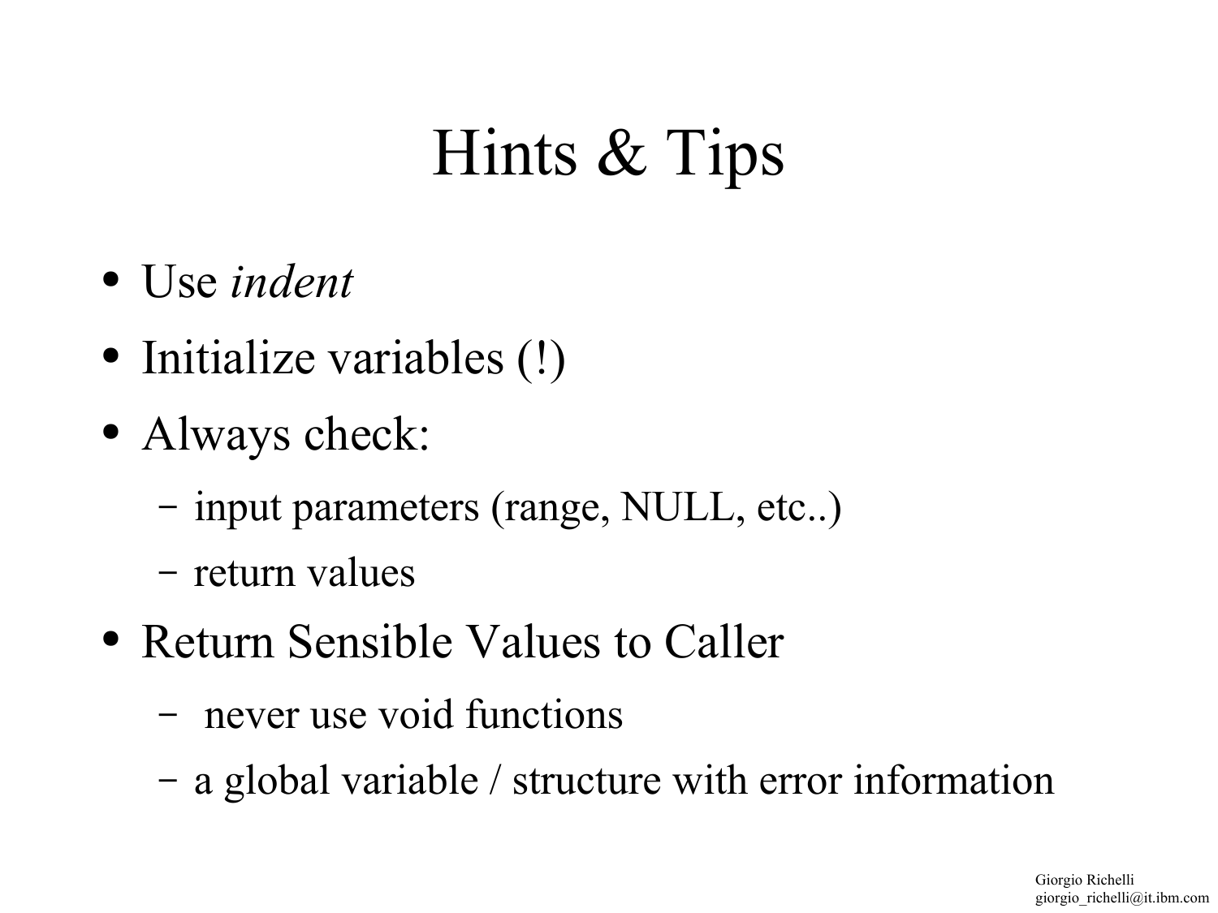# Hints & Tips

- Use *indent*
- Initialize variables (!)
- Always check:
  - input parameters (range, NULL, etc..)
  - return values
- Return Sensible Values to Caller
  - never use void functions
  - a global variable / structure with error information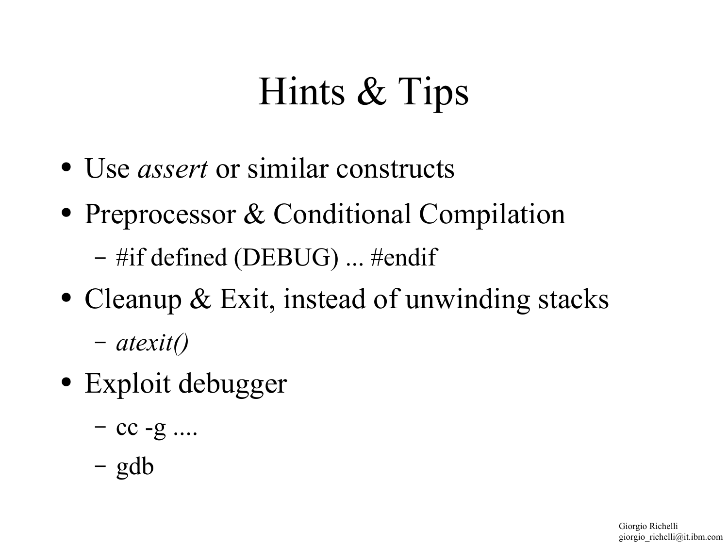# Hints & Tips

- Use *assert* or similar constructs
- Preprocessor & Conditional Compilation
  - #if defined (DEBUG) ... #endif
- Cleanup & Exit, instead of unwinding stacks
  - *atexit()*
- Exploit debugger
  - cc -g ....
  - gdb

Giorgio Richelli
giorgio_richelli@it.ibm.com